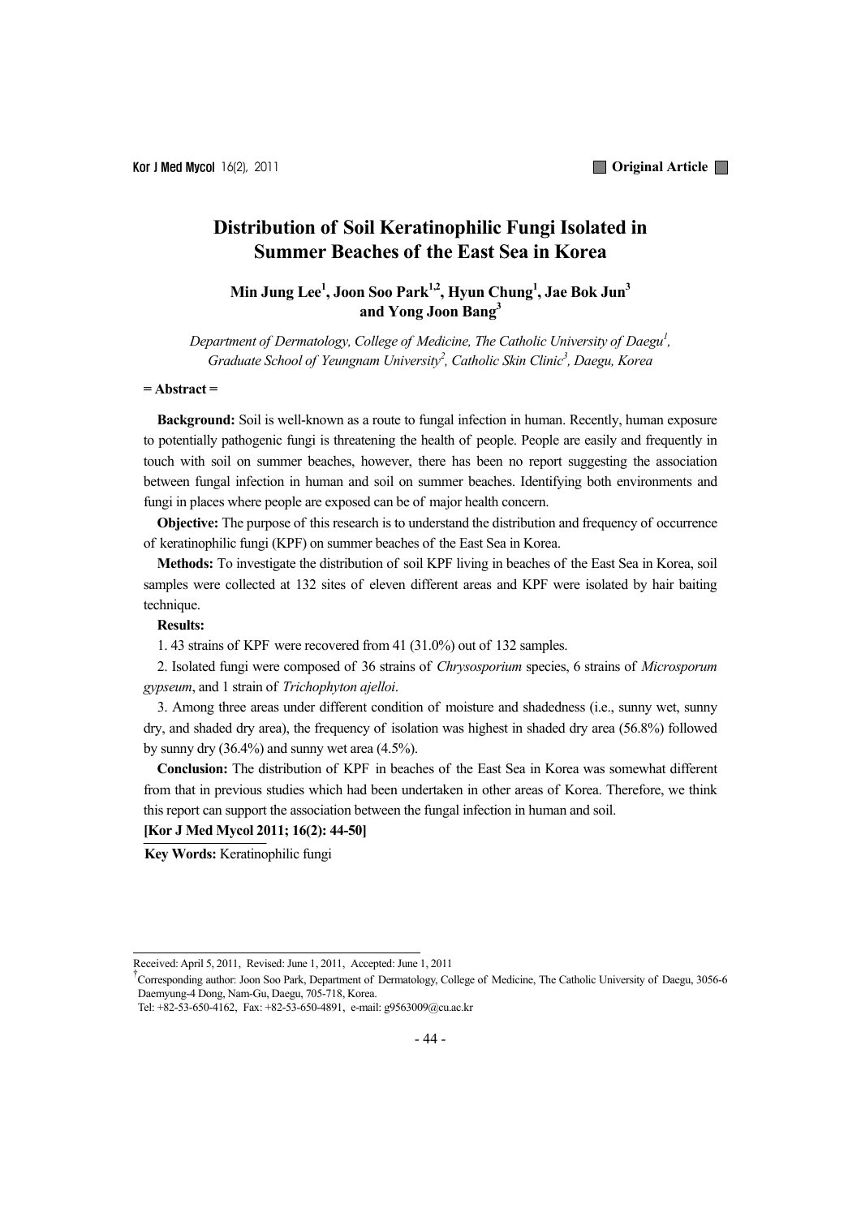# Distribution of Soil Keratinophilic Fungi Isolated in Summer Beaches of the East Sea in Korea

**Min Jung Lee[1], Joon Soo Park[1,2], Hyun Chung[1], Jae Bok Jun[3] and Yong Joon Bang[3]**

*Department of Dermatology, College of Medicine, The Catholic University of Daegu[1], Graduate School of Yeungnam University[2], Catholic Skin Clinic[3], Daegu, Korea*

**= Abstract =**

**Background:** Soil is well-known as a route to fungal infection in human. Recently, human exposure to potentially pathogenic fungi is threatening the health of people. People are easily and frequently in touch with soil on summer beaches, however, there has been no report suggesting the association between fungal infection in human and soil on summer beaches. Identifying both environments and fungi in places where people are exposed can be of major health concern.

**Objective:** The purpose of this research is to understand the distribution and frequency of occurrence of keratinophilic fungi (KPF) on summer beaches of the East Sea in Korea.

**Methods:** To investigate the distribution of soil KPF living in beaches of the East Sea in Korea, soil samples were collected at 132 sites of eleven different areas and KPF were isolated by hair baiting technique.

**Results:**

1. 43 strains of KPF were recovered from 41 (31.0%) out of 132 samples.
2. Isolated fungi were composed of 36 strains of *Chrysosporium* species, 6 strains of *Microsporum gypseum*, and 1 strain of *Trichophyton ajelloi*.
3. Among three areas under different condition of moisture and shadedness (i.e., sunny wet, sunny dry, and shaded dry area), the frequency of isolation was highest in shaded dry area (56.8%) followed by sunny dry (36.4%) and sunny wet area (4.5%).

**Conclusion:** The distribution of KPF in beaches of the East Sea in Korea was somewhat different from that in previous studies which had been undertaken in other areas of Korea. Therefore, we think this report can support the association between the fungal infection in human and soil.

**[Kor J Med Mycol 2011; 16(2): 44-50]**

**Key Words:** Keratinophilic fungi

---

Received: April 5, 2011, Revised: June 1, 2011, Accepted: June 1, 2011

†Corresponding author: Joon Soo Park, Department of Dermatology, College of Medicine, The Catholic University of Daegu, 3056-6 Daemyung-4 Dong, Nam-Gu, Daegu, 705-718, Korea.
Tel: +82-53-650-4162, Fax: +82-53-650-4891, e-mail: g9563009@cu.ac.kr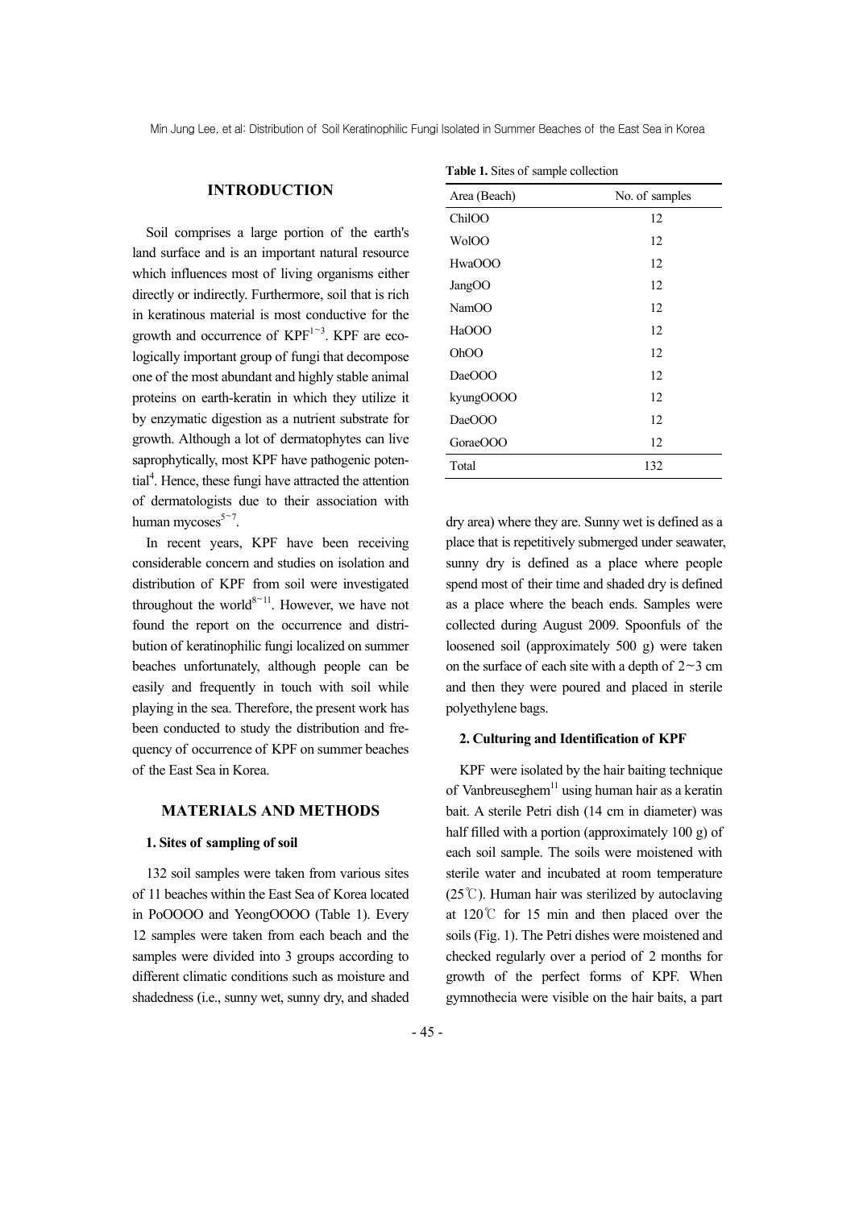## INTRODUCTION

Soil comprises a large portion of the earth's land surface and is an important natural resource which influences most of living organisms either directly or indirectly. Furthermore, soil that is rich in keratinous material is most conductive for the growth and occurrence of KPF[1~3]. KPF are ecologically important group of fungi that decompose one of the most abundant and highly stable animal proteins on earth-keratin in which they utilize it by enzymatic digestion as a nutrient substrate for growth. Although a lot of dermatophytes can live saprophytically, most KPF have pathogenic potential[4]. Hence, these fungi have attracted the attention of dermatologists due to their association with human mycoses[5~7].

In recent years, KPF have been receiving considerable concern and studies on isolation and distribution of KPF from soil were investigated throughout the world[8~11]. However, we have not found the report on the occurrence and distribution of keratinophilic fungi localized on summer beaches unfortunately, although people can be easily and frequently in touch with soil while playing in the sea. Therefore, the present work has been conducted to study the distribution and frequency of occurrence of KPF on summer beaches of the East Sea in Korea.

## MATERIALS AND METHODS

### 1. Sites of sampling of soil

132 soil samples were taken from various sites of 11 beaches within the East Sea of Korea located in PoOOOO and YeongOOOO (Table 1). Every 12 samples were taken from each beach and the samples were divided into 3 groups according to different climatic conditions such as moisture and shadedness (i.e., sunny wet, sunny dry, and shaded dry area) where they are. Sunny wet is defined as a place that is repetitively submerged under seawater, sunny dry is defined as a place where people spend most of their time and shaded dry is defined as a place where the beach ends. Samples were collected during August 2009. Spoonfuls of the loosened soil (approximately 500 g) were taken on the surface of each site with a depth of 2~3 cm and then they were poured and placed in sterile polyethylene bags.

**Table 1.** Sites of sample collection

| Area (Beach) | No. of samples |
|---|---|
| ChilOO | 12 |
| WolOO | 12 |
| HwaOOO | 12 |
| JangOO | 12 |
| NamOO | 12 |
| HaOOO | 12 |
| OhOO | 12 |
| DaeOOO | 12 |
| kyungOOOO | 12 |
| DaeOOO | 12 |
| GoraeOOO | 12 |
| Total | 132 |

### 2. Culturing and Identification of KPF

KPF were isolated by the hair baiting technique of Vanbreuseghem[11] using human hair as a keratin bait. A sterile Petri dish (14 cm in diameter) was half filled with a portion (approximately 100 g) of each soil sample. The soils were moistened with sterile water and incubated at room temperature (25℃). Human hair was sterilized by autoclaving at 120℃ for 15 min and then placed over the soils (Fig. 1). The Petri dishes were moistened and checked regularly over a period of 2 months for growth of the perfect forms of KPF. When gymnothecia were visible on the hair baits, a part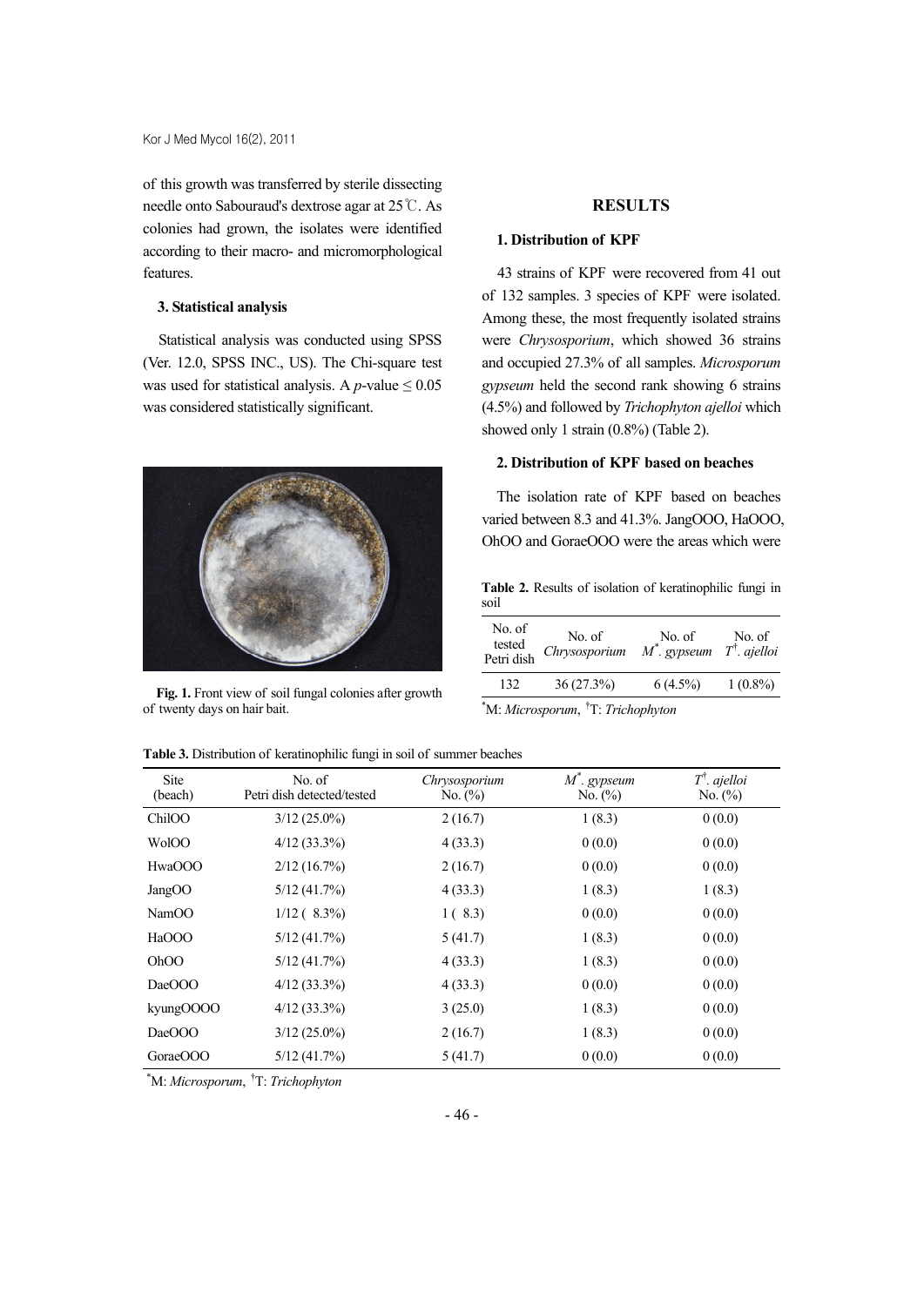of this growth was transferred by sterile dissecting needle onto Sabouraud's dextrose agar at 25℃. As colonies had grown, the isolates were identified according to their macro- and micromorphological features.

### 3. Statistical analysis

Statistical analysis was conducted using SPSS (Ver. 12.0, SPSS INC., US). The Chi-square test was used for statistical analysis. A $p$-value $\leq 0.05$ was considered statistically significant.

**Fig. 1.** Front view of soil fungal colonies after growth of twenty days on hair bait.

## RESULTS

### 1. Distribution of KPF

43 strains of KPF were recovered from 41 out of 132 samples. 3 species of KPF were isolated. Among these, the most frequently isolated strains were *Chrysosporium*, which showed 36 strains and occupied 27.3% of all samples. *Microsporum gypseum* held the second rank showing 6 strains (4.5%) and followed by *Trichophyton ajelloi* which showed only 1 strain (0.8%) (Table 2).

### 2. Distribution of KPF based on beaches

The isolation rate of KPF based on beaches varied between 8.3 and 41.3%. JangOOO, HaOOO, OhOO and GoraeOOO were the areas which were

**Table 2.** Results of isolation of keratinophilic fungi in soil

| No. of tested Petri dish | No. of *Chrysosporium* | No. of *M*\*. *gypseum* | No. of *T*†. *ajelloi* |
|---|---|---|---|
| 132 | 36 (27.3%) | 6 (4.5%) | 1 (0.8%) |

\*M: *Microsporum*, †T: *Trichophyton*

**Table 3.** Distribution of keratinophilic fungi in soil of summer beaches

| Site (beach) | No. of Petri dish detected/tested | *Chrysosporium* No. (%) | *M*\*. *gypseum* No. (%) | *T*†. *ajelloi* No. (%) |
|---|---|---|---|---|
| ChilOO | 3/12 (25.0%) | 2 (16.7) | 1 (8.3) | 0 (0.0) |
| WolOO | 4/12 (33.3%) | 4 (33.3) | 0 (0.0) | 0 (0.0) |
| HwaOOO | 2/12 (16.7%) | 2 (16.7) | 0 (0.0) | 0 (0.0) |
| JangOO | 5/12 (41.7%) | 4 (33.3) | 1 (8.3) | 1 (8.3) |
| NamOO | 1/12 ( 8.3%) | 1 ( 8.3) | 0 (0.0) | 0 (0.0) |
| HaOOO | 5/12 (41.7%) | 5 (41.7) | 1 (8.3) | 0 (0.0) |
| OhOO | 5/12 (41.7%) | 4 (33.3) | 1 (8.3) | 0 (0.0) |
| DaeOOO | 4/12 (33.3%) | 4 (33.3) | 0 (0.0) | 0 (0.0) |
| kyungOOOO | 4/12 (33.3%) | 3 (25.0) | 1 (8.3) | 0 (0.0) |
| DaeOOO | 3/12 (25.0%) | 2 (16.7) | 1 (8.3) | 0 (0.0) |
| GoraeOOO | 5/12 (41.7%) | 5 (41.7) | 0 (0.0) | 0 (0.0) |

\*M: *Microsporum*, †T: *Trichophyton*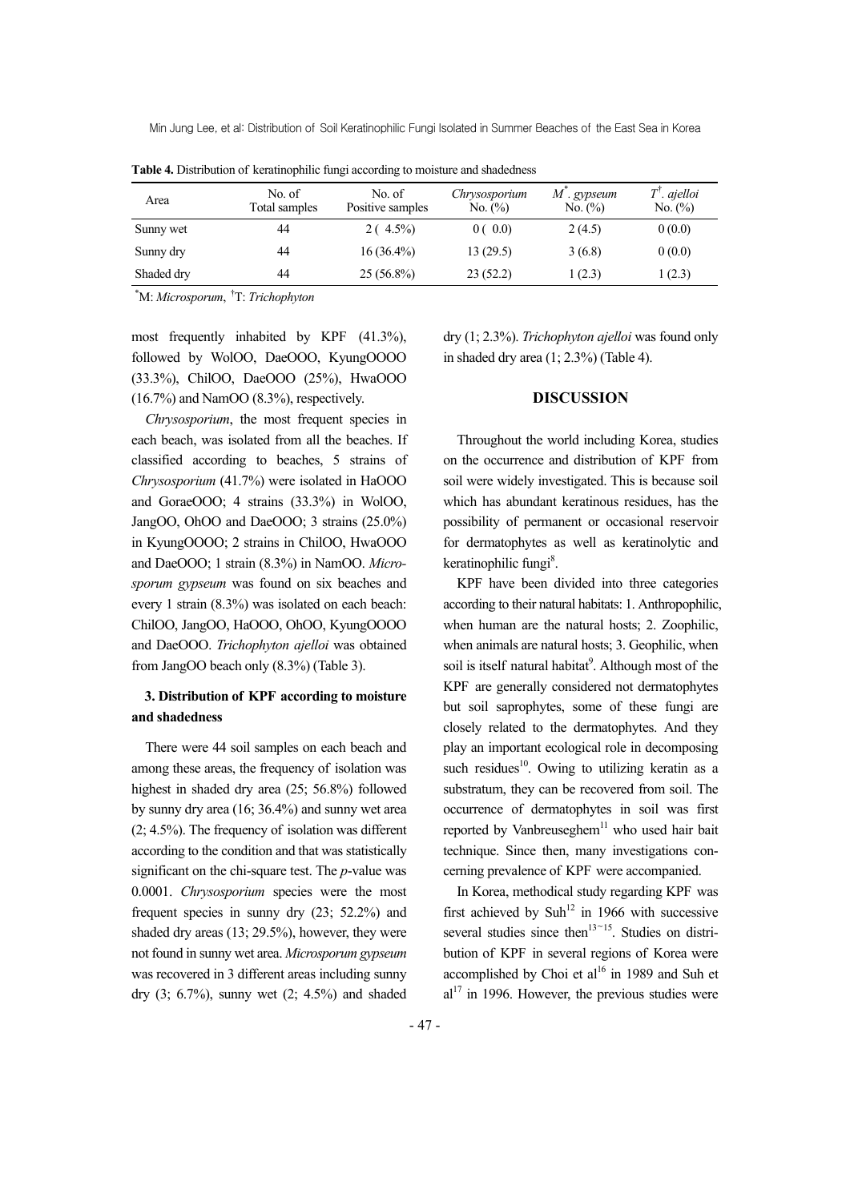**Table 4.** Distribution of keratinophilic fungi according to moisture and shadedness

| Area | No. of Total samples | No. of Positive samples | *Chrysosporium* No. (%) | *M*[*]. *gypseum* No. (%) | *T*[†]. *ajelloi* No. (%) |
|---|---|---|---|---|---|
| Sunny wet | 44 | 2 ( 4.5%) | 0 ( 0.0) | 2 (4.5) | 0 (0.0) |
| Sunny dry | 44 | 16 (36.4%) | 13 (29.5) | 3 (6.8) | 0 (0.0) |
| Shaded dry | 44 | 25 (56.8%) | 23 (52.2) | 1 (2.3) | 1 (2.3) |

[*]M: *Microsporum*, [†]T: *Trichophyton*

most frequently inhabited by KPF (41.3%), followed by WolOO, DaeOOO, KyungOOOO (33.3%), ChilOO, DaeOOO (25%), HwaOOO (16.7%) and NamOO (8.3%), respectively.

*Chrysosporium*, the most frequent species in each beach, was isolated from all the beaches. If classified according to beaches, 5 strains of *Chrysosporium* (41.7%) were isolated in HaOOO and GoraeOOO; 4 strains (33.3%) in WolOO, JangOO, OhOO and DaeOOO; 3 strains (25.0%) in KyungOOOO; 2 strains in ChilOO, HwaOOO and DaeOOO; 1 strain (8.3%) in NamOO. *Microsporum gypseum* was found on six beaches and every 1 strain (8.3%) was isolated on each beach: ChilOO, JangOO, HaOOO, OhOO, KyungOOOO and DaeOOO. *Trichophyton ajelloi* was obtained from JangOO beach only (8.3%) (Table 3).

### 3. Distribution of KPF according to moisture and shadedness

There were 44 soil samples on each beach and among these areas, the frequency of isolation was highest in shaded dry area (25; 56.8%) followed by sunny dry area (16; 36.4%) and sunny wet area (2; 4.5%). The frequency of isolation was different according to the condition and that was statistically significant on the chi-square test. The $p$-value was 0.0001. *Chrysosporium* species were the most frequent species in sunny dry (23; 52.2%) and shaded dry areas (13; 29.5%), however, they were not found in sunny wet area. *Microsporum gypseum* was recovered in 3 different areas including sunny dry (3; 6.7%), sunny wet (2; 4.5%) and shaded dry (1; 2.3%). *Trichophyton ajelloi* was found only in shaded dry area (1; 2.3%) (Table 4).

## DISCUSSION

Throughout the world including Korea, studies on the occurrence and distribution of KPF from soil were widely investigated. This is because soil which has abundant keratinous residues, has the possibility of permanent or occasional reservoir for dermatophytes as well as keratinolytic and keratinophilic fungi[8].

KPF have been divided into three categories according to their natural habitats: 1. Anthropophilic, when human are the natural hosts; 2. Zoophilic, when animals are natural hosts; 3. Geophilic, when soil is itself natural habitat[9]. Although most of the KPF are generally considered not dermatophytes but soil saprophytes, some of these fungi are closely related to the dermatophytes. And they play an important ecological role in decomposing such residues[10]. Owing to utilizing keratin as a substratum, they can be recovered from soil. The occurrence of dermatophytes in soil was first reported by Vanbreuseghem[11] who used hair bait technique. Since then, many investigations concerning prevalence of KPF were accompanied.

In Korea, methodical study regarding KPF was first achieved by Suh[12] in 1966 with successive several studies since then[13~15]. Studies on distribution of KPF in several regions of Korea were accomplished by Choi et al[16] in 1989 and Suh et al[17] in 1996. However, the previous studies were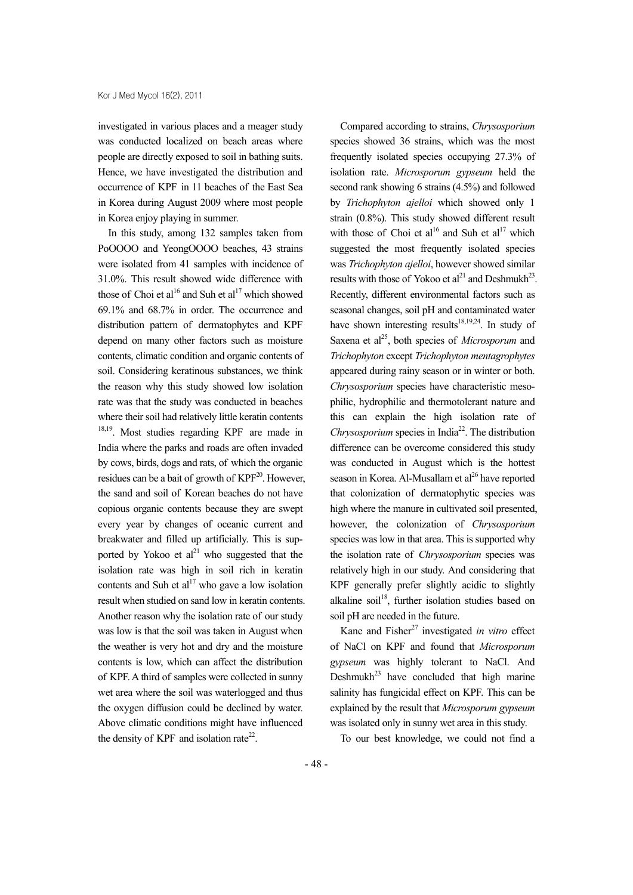investigated in various places and a meager study was conducted localized on beach areas where people are directly exposed to soil in bathing suits. Hence, we have investigated the distribution and occurrence of KPF in 11 beaches of the East Sea in Korea during August 2009 where most people in Korea enjoy playing in summer.

In this study, among 132 samples taken from PoOOOO and YeongOOOO beaches, 43 strains were isolated from 41 samples with incidence of 31.0%. This result showed wide difference with those of Choi et al[16] and Suh et al[17] which showed 69.1% and 68.7% in order. The occurrence and distribution pattern of dermatophytes and KPF depend on many other factors such as moisture contents, climatic condition and organic contents of soil. Considering keratinous substances, we think the reason why this study showed low isolation rate was that the study was conducted in beaches where their soil had relatively little keratin contents [18,19]. Most studies regarding KPF are made in India where the parks and roads are often invaded by cows, birds, dogs and rats, of which the organic residues can be a bait of growth of KPF[20]. However, the sand and soil of Korean beaches do not have copious organic contents because they are swept every year by changes of oceanic current and breakwater and filled up artificially. This is supported by Yokoo et al[21] who suggested that the isolation rate was high in soil rich in keratin contents and Suh et al[17] who gave a low isolation result when studied on sand low in keratin contents. Another reason why the isolation rate of our study was low is that the soil was taken in August when the weather is very hot and dry and the moisture contents is low, which can affect the distribution of KPF. A third of samples were collected in sunny wet area where the soil was waterlogged and thus the oxygen diffusion could be declined by water. Above climatic conditions might have influenced the density of KPF and isolation rate[22].

Compared according to strains, *Chrysosporium* species showed 36 strains, which was the most frequently isolated species occupying 27.3% of isolation rate. *Microsporum gypseum* held the second rank showing 6 strains (4.5%) and followed by *Trichophyton ajelloi* which showed only 1 strain (0.8%). This study showed different result with those of Choi et al[16] and Suh et al[17] which suggested the most frequently isolated species was *Trichophyton ajelloi*, however showed similar results with those of Yokoo et al[21] and Deshmukh[23]. Recently, different environmental factors such as seasonal changes, soil pH and contaminated water have shown interesting results[18,19,24]. In study of Saxena et al[25], both species of *Microsporum* and *Trichophyton* except *Trichophyton mentagrophytes* appeared during rainy season or in winter or both. *Chrysosporium* species have characteristic mesophilic, hydrophilic and thermotolerant nature and this can explain the high isolation rate of *Chrysosporium* species in India[22]. The distribution difference can be overcome considered this study was conducted in August which is the hottest season in Korea. Al-Musallam et al[26] have reported that colonization of dermatophytic species was high where the manure in cultivated soil presented, however, the colonization of *Chrysosporium* species was low in that area. This is supported why the isolation rate of *Chrysosporium* species was relatively high in our study. And considering that KPF generally prefer slightly acidic to slightly alkaline soil[18], further isolation studies based on soil pH are needed in the future.

Kane and Fisher[27] investigated *in vitro* effect of NaCl on KPF and found that *Microsporum gypseum* was highly tolerant to NaCl. And Deshmukh[23] have concluded that high marine salinity has fungicidal effect on KPF. This can be explained by the result that *Microsporum gypseum* was isolated only in sunny wet area in this study.

To our best knowledge, we could not find a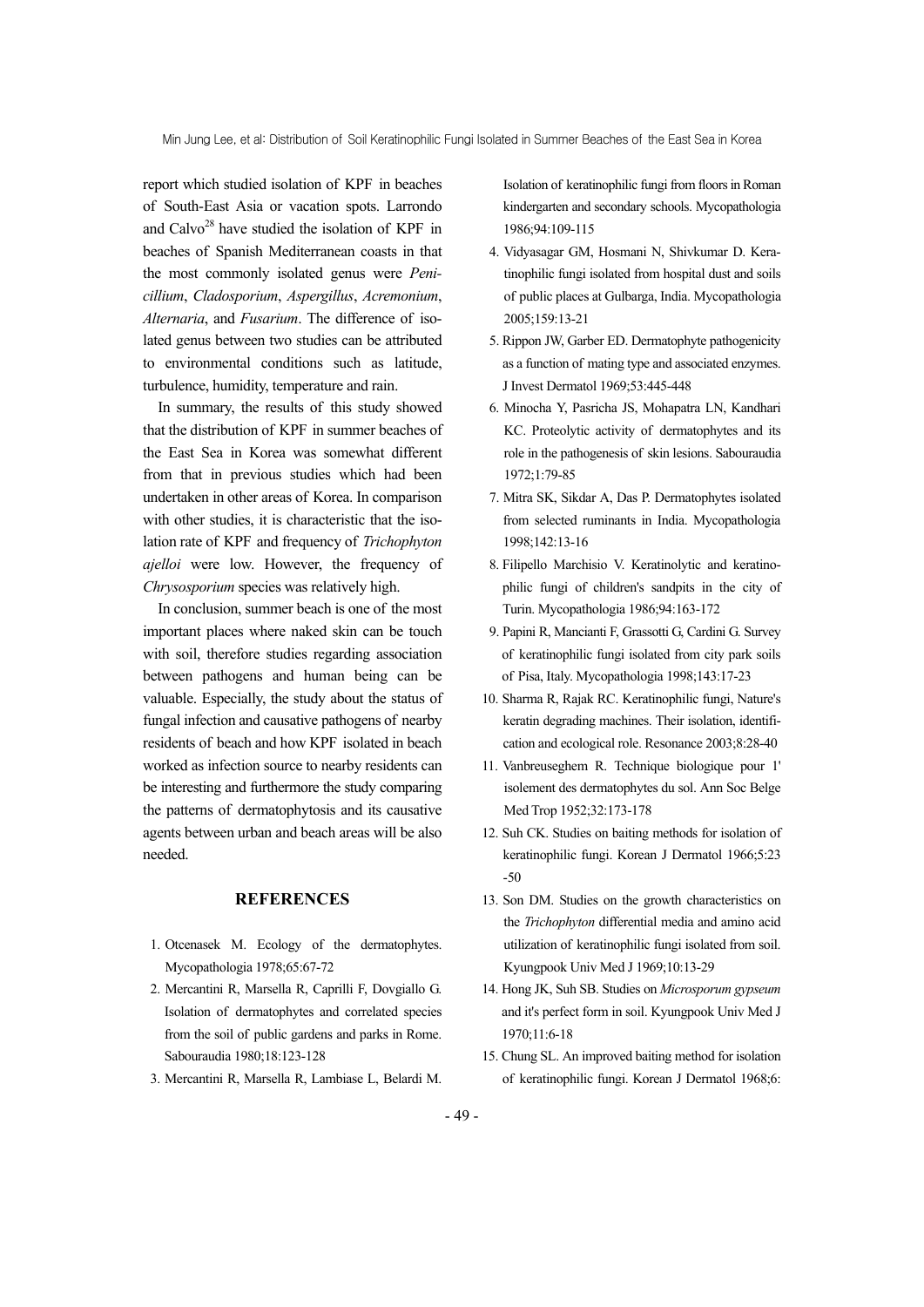report which studied isolation of KPF in beaches of South-East Asia or vacation spots. Larrondo and Calvo[28] have studied the isolation of KPF in beaches of Spanish Mediterranean coasts in that the most commonly isolated genus were *Penicillium*, *Cladosporium*, *Aspergillus*, *Acremonium*, *Alternaria*, and *Fusarium*. The difference of isolated genus between two studies can be attributed to environmental conditions such as latitude, turbulence, humidity, temperature and rain.

In summary, the results of this study showed that the distribution of KPF in summer beaches of the East Sea in Korea was somewhat different from that in previous studies which had been undertaken in other areas of Korea. In comparison with other studies, it is characteristic that the isolation rate of KPF and frequency of *Trichophyton ajelloi* were low. However, the frequency of *Chrysosporium* species was relatively high.

In conclusion, summer beach is one of the most important places where naked skin can be touch with soil, therefore studies regarding association between pathogens and human being can be valuable. Especially, the study about the status of fungal infection and causative pathogens of nearby residents of beach and how KPF isolated in beach worked as infection source to nearby residents can be interesting and furthermore the study comparing the patterns of dermatophytosis and its causative agents between urban and beach areas will be also needed.

## REFERENCES

1. Otcenasek M. Ecology of the dermatophytes. Mycopathologia 1978;65:67-72
2. Mercantini R, Marsella R, Caprilli F, Dovgiallo G. Isolation of dermatophytes and correlated species from the soil of public gardens and parks in Rome. Sabouraudia 1980;18:123-128
3. Mercantini R, Marsella R, Lambiase L, Belardi M. Isolation of keratinophilic fungi from floors in Roman kindergarten and secondary schools. Mycopathologia 1986;94:109-115
4. Vidyasagar GM, Hosmani N, Shivkumar D. Keratinophilic fungi isolated from hospital dust and soils of public places at Gulbarga, India. Mycopathologia 2005;159:13-21
5. Rippon JW, Garber ED. Dermatophyte pathogenicity as a function of mating type and associated enzymes. J Invest Dermatol 1969;53:445-448
6. Minocha Y, Pasricha JS, Mohapatra LN, Kandhari KC. Proteolytic activity of dermatophytes and its role in the pathogenesis of skin lesions. Sabouraudia 1972;1:79-85
7. Mitra SK, Sikdar A, Das P. Dermatophytes isolated from selected ruminants in India. Mycopathologia 1998;142:13-16
8. Filipello Marchisio V. Keratinolytic and keratinophilic fungi of children's sandpits in the city of Turin. Mycopathologia 1986;94:163-172
9. Papini R, Mancianti F, Grassotti G, Cardini G. Survey of keratinophilic fungi isolated from city park soils of Pisa, Italy. Mycopathologia 1998;143:17-23
10. Sharma R, Rajak RC. Keratinophilic fungi, Nature's keratin degrading machines. Their isolation, identification and ecological role. Resonance 2003;8:28-40
11. Vanbreuseghem R. Technique biologique pour 1' isolement des dermatophytes du sol. Ann Soc Belge Med Trop 1952;32:173-178
12. Suh CK. Studies on baiting methods for isolation of keratinophilic fungi. Korean J Dermatol 1966;5:23-50
13. Son DM. Studies on the growth characteristics on the *Trichophyton* differential media and amino acid utilization of keratinophilic fungi isolated from soil. Kyungpook Univ Med J 1969;10:13-29
14. Hong JK, Suh SB. Studies on *Microsporum gypseum* and it's perfect form in soil. Kyungpook Univ Med J 1970;11:6-18
15. Chung SL. An improved baiting method for isolation of keratinophilic fungi. Korean J Dermatol 1968;6: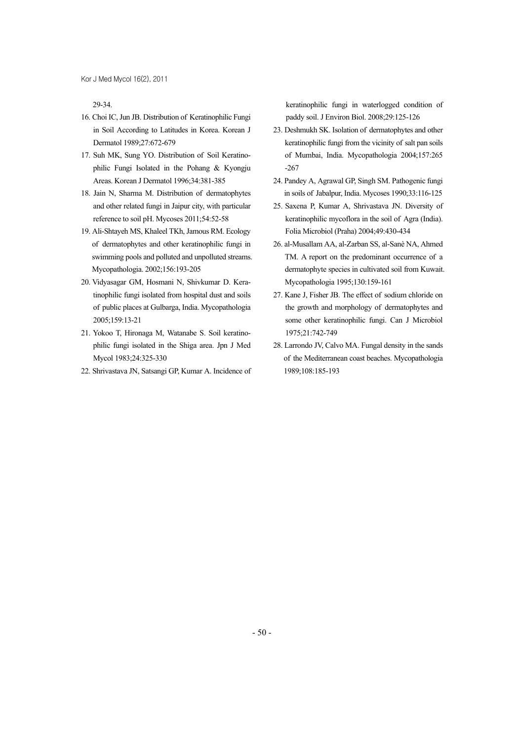29-34.

16. Choi IC, Jun JB. Distribution of Keratinophilic Fungi in Soil According to Latitudes in Korea. Korean J Dermatol 1989;27:672-679
17. Suh MK, Sung YO. Distribution of Soil Keratinophilic Fungi Isolated in the Pohang & Kyongju Areas. Korean J Dermatol 1996;34:381-385
18. Jain N, Sharma M. Distribution of dermatophytes and other related fungi in Jaipur city, with particular reference to soil pH. Mycoses 2011;54:52-58
19. Ali-Shtayeh MS, Khaleel TKh, Jamous RM. Ecology of dermatophytes and other keratinophilic fungi in swimming pools and polluted and unpolluted streams. Mycopathologia. 2002;156:193-205
20. Vidyasagar GM, Hosmani N, Shivkumar D. Keratinophilic fungi isolated from hospital dust and soils of public places at Gulbarga, India. Mycopathologia 2005;159:13-21
21. Yokoo T, Hironaga M, Watanabe S. Soil keratinophilic fungi isolated in the Shiga area. Jpn J Med Mycol 1983;24:325-330
22. Shrivastava JN, Satsangi GP, Kumar A. Incidence of keratinophilic fungi in waterlogged condition of paddy soil. J Environ Biol. 2008;29:125-126
23. Deshmukh SK. Isolation of dermatophytes and other keratinophilic fungi from the vicinity of salt pan soils of Mumbai, India. Mycopathologia 2004;157:265-267
24. Pandey A, Agrawal GP, Singh SM. Pathogenic fungi in soils of Jabalpur, India. Mycoses 1990;33:116-125
25. Saxena P, Kumar A, Shrivastava JN. Diversity of keratinophilic mycoflora in the soil of Agra (India). Folia Microbiol (Praha) 2004;49:430-434
26. al-Musallam AA, al-Zarban SS, al-Sanè NA, Ahmed TM. A report on the predominant occurrence of a dermatophyte species in cultivated soil from Kuwait. Mycopathologia 1995;130:159-161
27. Kane J, Fisher JB. The effect of sodium chloride on the growth and morphology of dermatophytes and some other keratinophilic fungi. Can J Microbiol 1975;21:742-749
28. Larrondo JV, Calvo MA. Fungal density in the sands of the Mediterranean coast beaches. Mycopathologia 1989;108:185-193